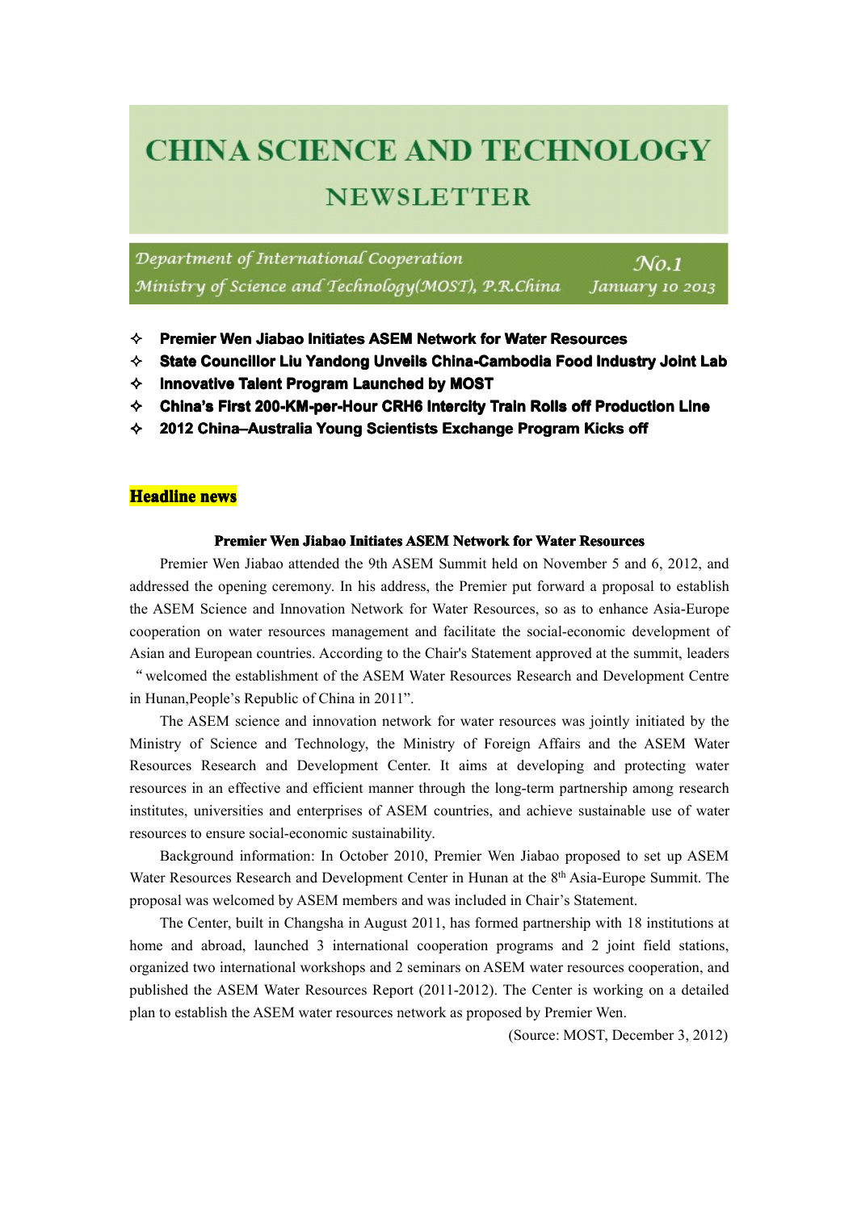# CHINA SCIENCE AND TECHNOLOGY NEWSLETTER

*Department of International Cooperation*
*Ministry of Science and Technology(MOST), P.R.China*

*No.1*
*January 10 2013*

- **Premier Wen Jiabao Initiates ASEM Network for Water Resources**
- **State Councillor Liu Yandong Unveils China-Cambodia Food Industry Joint Lab**
- **Innovative Talent Program Launched by MOST**
- **China's First 200-KM-per-Hour CRH6 Intercity Train Rolls off Production Line**
- **2012 China–Australia Young Scientists Exchange Program Kicks off**

## Headline news

### Premier Wen Jiabao Initiates ASEM Network for Water Resources

Premier Wen Jiabao attended the 9th ASEM Summit held on November 5 and 6, 2012, and addressed the opening ceremony. In his address, the Premier put forward a proposal to establish the ASEM Science and Innovation Network for Water Resources, so as to enhance Asia-Europe cooperation on water resources management and facilitate the social-economic development of Asian and European countries. According to the Chair's Statement approved at the summit, leaders "welcomed the establishment of the ASEM Water Resources Research and Development Centre in Hunan,People's Republic of China in 2011".

The ASEM science and innovation network for water resources was jointly initiated by the Ministry of Science and Technology, the Ministry of Foreign Affairs and the ASEM Water Resources Research and Development Center. It aims at developing and protecting water resources in an effective and efficient manner through the long-term partnership among research institutes, universities and enterprises of ASEM countries, and achieve sustainable use of water resources to ensure social-economic sustainability.

Background information: In October 2010, Premier Wen Jiabao proposed to set up ASEM Water Resources Research and Development Center in Hunan at the 8th Asia-Europe Summit. The proposal was welcomed by ASEM members and was included in Chair's Statement.

The Center, built in Changsha in August 2011, has formed partnership with 18 institutions at home and abroad, launched 3 international cooperation programs and 2 joint field stations, organized two international workshops and 2 seminars on ASEM water resources cooperation, and published the ASEM Water Resources Report (2011-2012). The Center is working on a detailed plan to establish the ASEM water resources network as proposed by Premier Wen.

(Source: MOST, December 3, 2012)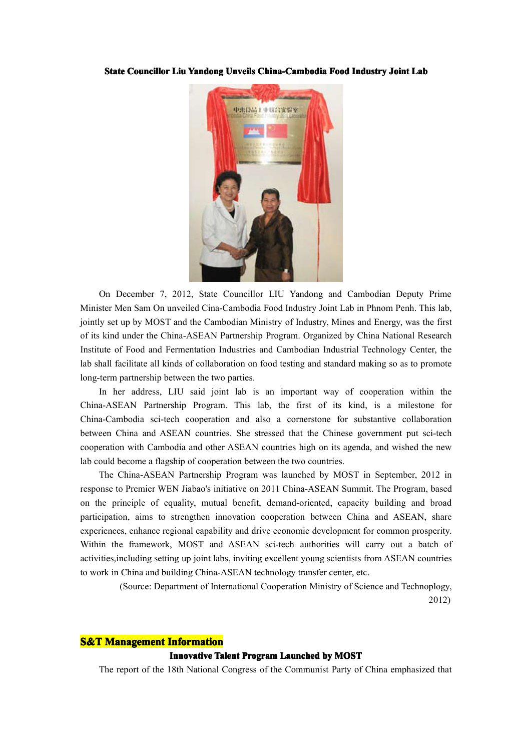**State Councillor Liu Yandong Unveils China-Cambodia Food Industry Joint Lab**

On December 7, 2012, State Councillor LIU Yandong and Cambodian Deputy Prime Minister Men Sam On unveiled Cina-Cambodia Food Industry Joint Lab in Phnom Penh. This lab, jointly set up by MOST and the Cambodian Ministry of Industry, Mines and Energy, was the first of its kind under the China-ASEAN Partnership Program. Organized by China National Research Institute of Food and Fermentation Industries and Cambodian Industrial Technology Center, the lab shall facilitate all kinds of collaboration on food testing and standard making so as to promote long-term partnership between the two parties.

In her address, LIU said joint lab is an important way of cooperation within the China-ASEAN Partnership Program. This lab, the first of its kind, is a milestone for China-Cambodia sci-tech cooperation and also a cornerstone for substantive collaboration between China and ASEAN countries. She stressed that the Chinese government put sci-tech cooperation with Cambodia and other ASEAN countries high on its agenda, and wished the new lab could become a flagship of cooperation between the two countries.

The China-ASEAN Partnership Program was launched by MOST in September, 2012 in response to Premier WEN Jiabao's initiative on 2011 China-ASEAN Summit. The Program, based on the principle of equality, mutual benefit, demand-oriented, capacity building and broad participation, aims to strengthen innovation cooperation between China and ASEAN, share experiences, enhance regional capability and drive economic development for common prosperity. Within the framework, MOST and ASEAN sci-tech authorities will carry out a batch of activities,including setting up joint labs, inviting excellent young scientists from ASEAN countries to work in China and building China-ASEAN technology transfer center, etc.

(Source: Department of International Cooperation Ministry of Science and Technoplogy, 2012)

## S&T Management Information

**Innovative Talent Program Launched by MOST**

The report of the 18th National Congress of the Communist Party of China emphasized that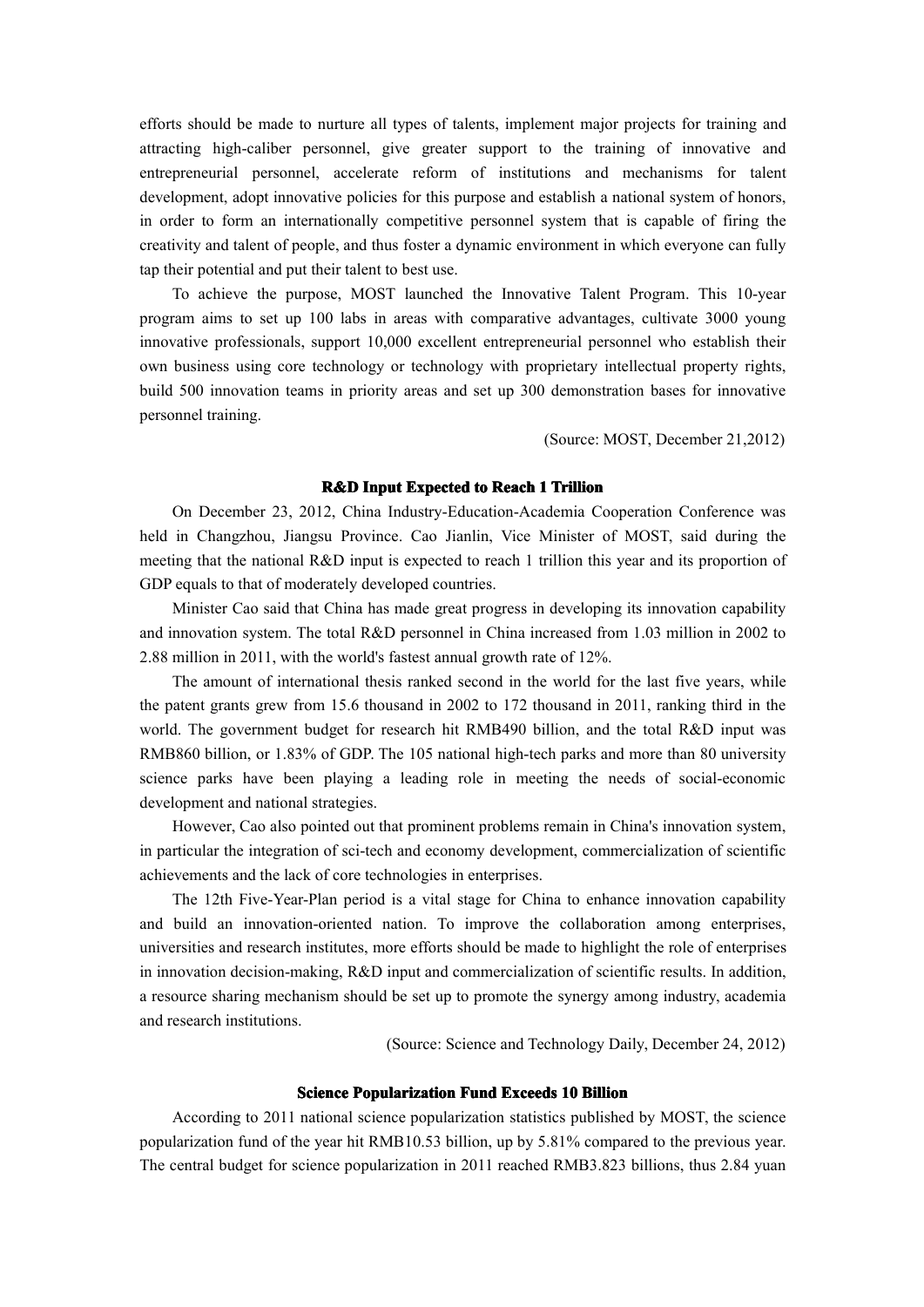efforts should be made to nurture all types of talents, implement major projects for training and attracting high-caliber personnel, give greater support to the training of innovative and entrepreneurial personnel, accelerate reform of institutions and mechanisms for talent development, adopt innovative policies for this purpose and establish a national system of honors, in order to form an internationally competitive personnel system that is capable of firing the creativity and talent of people, and thus foster a dynamic environment in which everyone can fully tap their potential and put their talent to best use.

To achieve the purpose, MOST launched the Innovative Talent Program. This 10-year program aims to set up 100 labs in areas with comparative advantages, cultivate 3000 young innovative professionals, support 10,000 excellent entrepreneurial personnel who establish their own business using core technology or technology with proprietary intellectual property rights, build 500 innovation teams in priority areas and set up 300 demonstration bases for innovative personnel training.

(Source: MOST, December 21,2012)

### R&D Input Expected to Reach 1 Trillion

On December 23, 2012, China Industry-Education-Academia Cooperation Conference was held in Changzhou, Jiangsu Province. Cao Jianlin, Vice Minister of MOST, said during the meeting that the national R&D input is expected to reach 1 trillion this year and its proportion of GDP equals to that of moderately developed countries.

Minister Cao said that China has made great progress in developing its innovation capability and innovation system. The total R&D personnel in China increased from 1.03 million in 2002 to 2.88 million in 2011, with the world's fastest annual growth rate of 12%.

The amount of international thesis ranked second in the world for the last five years, while the patent grants grew from 15.6 thousand in 2002 to 172 thousand in 2011, ranking third in the world. The government budget for research hit RMB490 billion, and the total R&D input was RMB860 billion, or 1.83% of GDP. The 105 national high-tech parks and more than 80 university science parks have been playing a leading role in meeting the needs of social-economic development and national strategies.

However, Cao also pointed out that prominent problems remain in China's innovation system, in particular the integration of sci-tech and economy development, commercialization of scientific achievements and the lack of core technologies in enterprises.

The 12th Five-Year-Plan period is a vital stage for China to enhance innovation capability and build an innovation-oriented nation. To improve the collaboration among enterprises, universities and research institutes, more efforts should be made to highlight the role of enterprises in innovation decision-making, R&D input and commercialization of scientific results. In addition, a resource sharing mechanism should be set up to promote the synergy among industry, academia and research institutions.

(Source: Science and Technology Daily, December 24, 2012)

### Science Popularization Fund Exceeds 10 Billion

According to 2011 national science popularization statistics published by MOST, the science popularization fund of the year hit RMB10.53 billion, up by 5.81% compared to the previous year. The central budget for science popularization in 2011 reached RMB3.823 billions, thus 2.84 yuan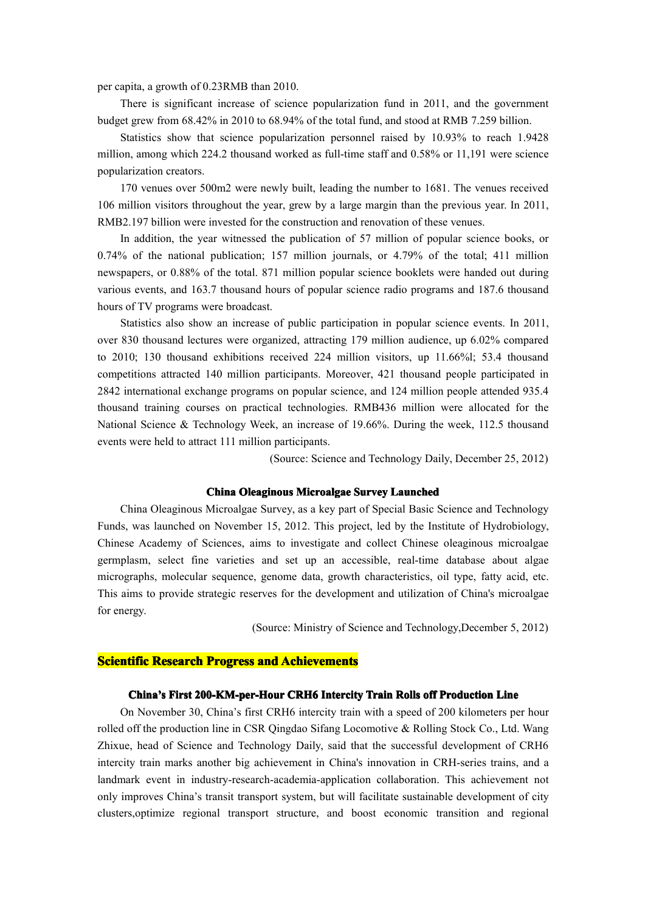per capita, a growth of 0.23RMB than 2010.

There is significant increase of science popularization fund in 2011, and the government budget grew from 68.42% in 2010 to 68.94% of the total fund, and stood at RMB 7.259 billion.

Statistics show that science popularization personnel raised by 10.93% to reach 1.9428 million, among which 224.2 thousand worked as full-time staff and 0.58% or 11,191 were science popularization creators.

170 venues over 500m2 were newly built, leading the number to 1681. The venues received 106 million visitors throughout the year, grew by a large margin than the previous year. In 2011, RMB2.197 billion were invested for the construction and renovation of these venues.

In addition, the year witnessed the publication of 57 million of popular science books, or 0.74% of the national publication; 157 million journals, or 4.79% of the total; 411 million newspapers, or 0.88% of the total. 871 million popular science booklets were handed out during various events, and 163.7 thousand hours of popular science radio programs and 187.6 thousand hours of TV programs were broadcast.

Statistics also show an increase of public participation in popular science events. In 2011, over 830 thousand lectures were organized, attracting 179 million audience, up 6.02% compared to 2010; 130 thousand exhibitions received 224 million visitors, up 11.66%l; 53.4 thousand competitions attracted 140 million participants. Moreover, 421 thousand people participated in 2842 international exchange programs on popular science, and 124 million people attended 935.4 thousand training courses on practical technologies. RMB436 million were allocated for the National Science & Technology Week, an increase of 19.66%. During the week, 112.5 thousand events were held to attract 111 million participants.

(Source: Science and Technology Daily, December 25, 2012)

### China Oleaginous Microalgae Survey Launched

China Oleaginous Microalgae Survey, as a key part of Special Basic Science and Technology Funds, was launched on November 15, 2012. This project, led by the Institute of Hydrobiology, Chinese Academy of Sciences, aims to investigate and collect Chinese oleaginous microalgae germplasm, select fine varieties and set up an accessible, real-time database about algae micrographs, molecular sequence, genome data, growth characteristics, oil type, fatty acid, etc. This aims to provide strategic reserves for the development and utilization of China's microalgae for energy.

(Source: Ministry of Science and Technology,December 5, 2012)

## Scientific Research Progress and Achievements

### China's First 200-KM-per-Hour CRH6 Intercity Train Rolls off Production Line

On November 30, China's first CRH6 intercity train with a speed of 200 kilometers per hour rolled off the production line in CSR Qingdao Sifang Locomotive & Rolling Stock Co., Ltd. Wang Zhixue, head of Science and Technology Daily, said that the successful development of CRH6 intercity train marks another big achievement in China's innovation in CRH-series trains, and a landmark event in industry-research-academia-application collaboration. This achievement not only improves China's transit transport system, but will facilitate sustainable development of city clusters,optimize regional transport structure, and boost economic transition and regional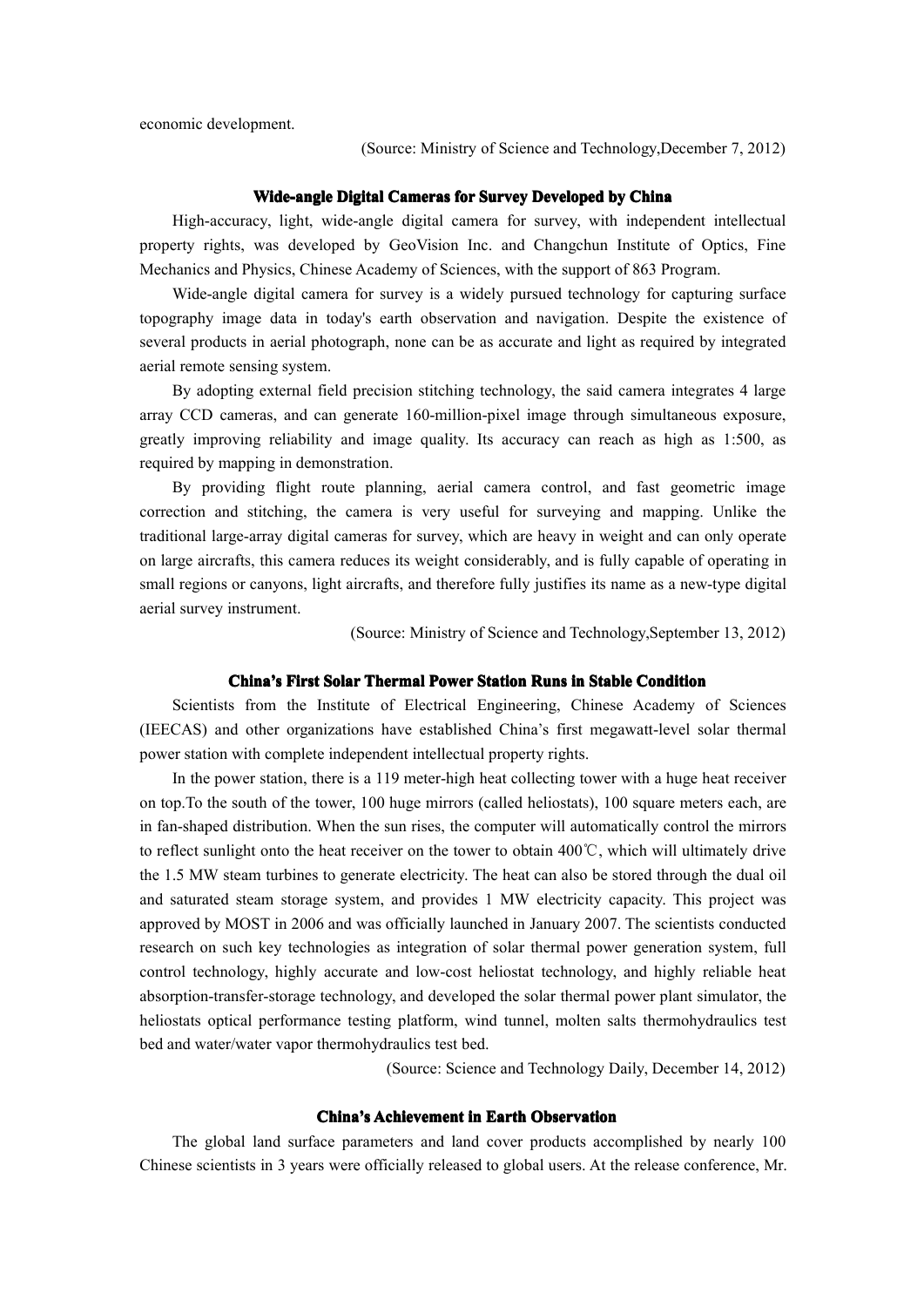economic development.

(Source: Ministry of Science and Technology,December 7, 2012)

## Wide-angle Digital Cameras for Survey Developed by China

High-accuracy, light, wide-angle digital camera for survey, with independent intellectual property rights, was developed by GeoVision Inc. and Changchun Institute of Optics, Fine Mechanics and Physics, Chinese Academy of Sciences, with the support of 863 Program.

Wide-angle digital camera for survey is a widely pursued technology for capturing surface topography image data in today's earth observation and navigation. Despite the existence of several products in aerial photograph, none can be as accurate and light as required by integrated aerial remote sensing system.

By adopting external field precision stitching technology, the said camera integrates 4 large array CCD cameras, and can generate 160-million-pixel image through simultaneous exposure, greatly improving reliability and image quality. Its accuracy can reach as high as 1:500, as required by mapping in demonstration.

By providing flight route planning, aerial camera control, and fast geometric image correction and stitching, the camera is very useful for surveying and mapping. Unlike the traditional large-array digital cameras for survey, which are heavy in weight and can only operate on large aircrafts, this camera reduces its weight considerably, and is fully capable of operating in small regions or canyons, light aircrafts, and therefore fully justifies its name as a new-type digital aerial survey instrument.

(Source: Ministry of Science and Technology,September 13, 2012)

## China's First Solar Thermal Power Station Runs in Stable Condition

Scientists from the Institute of Electrical Engineering, Chinese Academy of Sciences (IEECAS) and other organizations have established China's first megawatt-level solar thermal power station with complete independent intellectual property rights.

In the power station, there is a 119 meter-high heat collecting tower with a huge heat receiver on top.To the south of the tower, 100 huge mirrors (called heliostats), 100 square meters each, are in fan-shaped distribution. When the sun rises, the computer will automatically control the mirrors to reflect sunlight onto the heat receiver on the tower to obtain 400℃, which will ultimately drive the 1.5 MW steam turbines to generate electricity. The heat can also be stored through the dual oil and saturated steam storage system, and provides 1 MW electricity capacity. This project was approved by MOST in 2006 and was officially launched in January 2007. The scientists conducted research on such key technologies as integration of solar thermal power generation system, full control technology, highly accurate and low-cost heliostat technology, and highly reliable heat absorption-transfer-storage technology, and developed the solar thermal power plant simulator, the heliostats optical performance testing platform, wind tunnel, molten salts thermohydraulics test bed and water/water vapor thermohydraulics test bed.

(Source: Science and Technology Daily, December 14, 2012)

## China's Achievement in Earth Observation

The global land surface parameters and land cover products accomplished by nearly 100 Chinese scientists in 3 years were officially released to global users. At the release conference, Mr.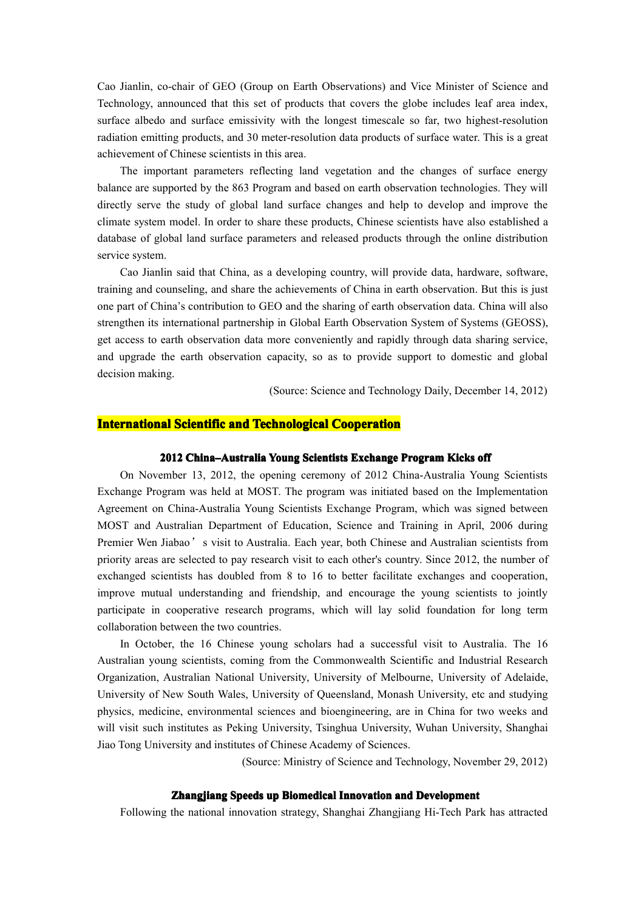Cao Jianlin, co-chair of GEO (Group on Earth Observations) and Vice Minister of Science and Technology, announced that this set of products that covers the globe includes leaf area index, surface albedo and surface emissivity with the longest timescale so far, two highest-resolution radiation emitting products, and 30 meter-resolution data products of surface water. This is a great achievement of Chinese scientists in this area.

The important parameters reflecting land vegetation and the changes of surface energy balance are supported by the 863 Program and based on earth observation technologies. They will directly serve the study of global land surface changes and help to develop and improve the climate system model. In order to share these products, Chinese scientists have also established a database of global land surface parameters and released products through the online distribution service system.

Cao Jianlin said that China, as a developing country, will provide data, hardware, software, training and counseling, and share the achievements of China in earth observation. But this is just one part of China's contribution to GEO and the sharing of earth observation data. China will also strengthen its international partnership in Global Earth Observation System of Systems (GEOSS), get access to earth observation data more conveniently and rapidly through data sharing service, and upgrade the earth observation capacity, so as to provide support to domestic and global decision making.

(Source: Science and Technology Daily, December 14, 2012)

## International Scientific and Technological Cooperation

### 2012 China–Australia Young Scientists Exchange Program Kicks off

On November 13, 2012, the opening ceremony of 2012 China-Australia Young Scientists Exchange Program was held at MOST. The program was initiated based on the Implementation Agreement on China-Australia Young Scientists Exchange Program, which was signed between MOST and Australian Department of Education, Science and Training in April, 2006 during Premier Wen Jiabao's visit to Australia. Each year, both Chinese and Australian scientists from priority areas are selected to pay research visit to each other's country. Since 2012, the number of exchanged scientists has doubled from 8 to 16 to better facilitate exchanges and cooperation, improve mutual understanding and friendship, and encourage the young scientists to jointly participate in cooperative research programs, which will lay solid foundation for long term collaboration between the two countries.

In October, the 16 Chinese young scholars had a successful visit to Australia. The 16 Australian young scientists, coming from the Commonwealth Scientific and Industrial Research Organization, Australian National University, University of Melbourne, University of Adelaide, University of New South Wales, University of Queensland, Monash University, etc and studying physics, medicine, environmental sciences and bioengineering, are in China for two weeks and will visit such institutes as Peking University, Tsinghua University, Wuhan University, Shanghai Jiao Tong University and institutes of Chinese Academy of Sciences.

(Source: Ministry of Science and Technology, November 29, 2012)

### Zhangjiang Speeds up Biomedical Innovation and Development

Following the national innovation strategy, Shanghai Zhangjiang Hi-Tech Park has attracted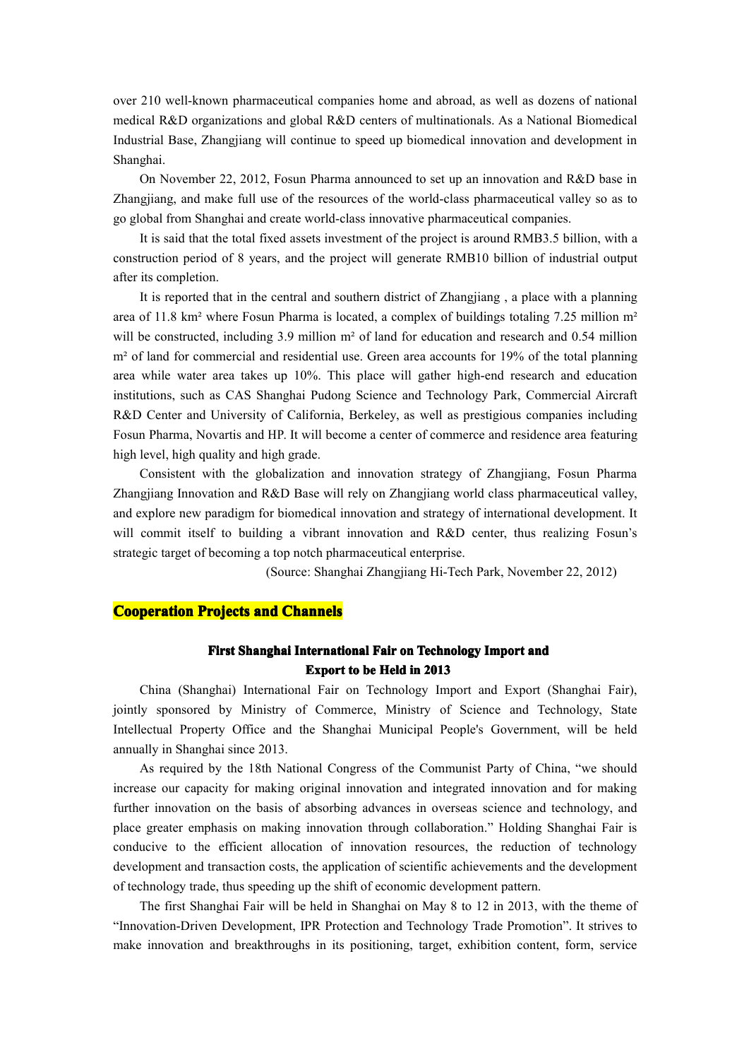over 210 well-known pharmaceutical companies home and abroad, as well as dozens of national medical R&D organizations and global R&D centers of multinationals. As a National Biomedical Industrial Base, Zhangjiang will continue to speed up biomedical innovation and development in Shanghai.

On November 22, 2012, Fosun Pharma announced to set up an innovation and R&D base in Zhangjiang, and make full use of the resources of the world-class pharmaceutical valley so as to go global from Shanghai and create world-class innovative pharmaceutical companies.

It is said that the total fixed assets investment of the project is around RMB3.5 billion, with a construction period of 8 years, and the project will generate RMB10 billion of industrial output after its completion.

It is reported that in the central and southern district of Zhangjiang , a place with a planning area of 11.8 km² where Fosun Pharma is located, a complex of buildings totaling 7.25 million m² will be constructed, including 3.9 million m² of land for education and research and 0.54 million m² of land for commercial and residential use. Green area accounts for 19% of the total planning area while water area takes up 10%. This place will gather high-end research and education institutions, such as CAS Shanghai Pudong Science and Technology Park, Commercial Aircraft R&D Center and University of California, Berkeley, as well as prestigious companies including Fosun Pharma, Novartis and HP. It will become a center of commerce and residence area featuring high level, high quality and high grade.

Consistent with the globalization and innovation strategy of Zhangjiang, Fosun Pharma Zhangjiang Innovation and R&D Base will rely on Zhangjiang world class pharmaceutical valley, and explore new paradigm for biomedical innovation and strategy of international development. It will commit itself to building a vibrant innovation and R&D center, thus realizing Fosun's strategic target of becoming a top notch pharmaceutical enterprise.

(Source: Shanghai Zhangjiang Hi-Tech Park, November 22, 2012)

## Cooperation Projects and Channels

### First Shanghai International Fair on Technology Import and Export to be Held in 2013

China (Shanghai) International Fair on Technology Import and Export (Shanghai Fair), jointly sponsored by Ministry of Commerce, Ministry of Science and Technology, State Intellectual Property Office and the Shanghai Municipal People's Government, will be held annually in Shanghai since 2013.

As required by the 18th National Congress of the Communist Party of China, "we should increase our capacity for making original innovation and integrated innovation and for making further innovation on the basis of absorbing advances in overseas science and technology, and place greater emphasis on making innovation through collaboration." Holding Shanghai Fair is conducive to the efficient allocation of innovation resources, the reduction of technology development and transaction costs, the application of scientific achievements and the development of technology trade, thus speeding up the shift of economic development pattern.

The first Shanghai Fair will be held in Shanghai on May 8 to 12 in 2013, with the theme of "Innovation-Driven Development, IPR Protection and Technology Trade Promotion". It strives to make innovation and breakthroughs in its positioning, target, exhibition content, form, service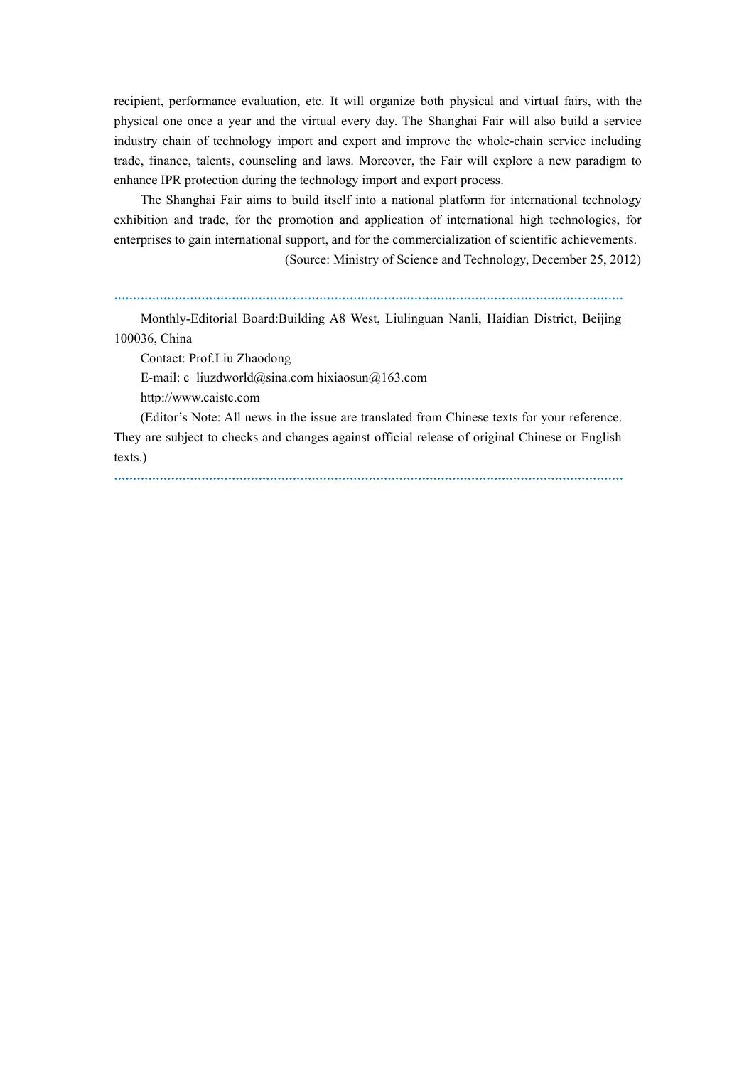recipient, performance evaluation, etc. It will organize both physical and virtual fairs, with the physical one once a year and the virtual every day. The Shanghai Fair will also build a service industry chain of technology import and export and improve the whole-chain service including trade, finance, talents, counseling and laws. Moreover, the Fair will explore a new paradigm to enhance IPR protection during the technology import and export process.

The Shanghai Fair aims to build itself into a national platform for international technology exhibition and trade, for the promotion and application of international high technologies, for enterprises to gain international support, and for the commercialization of scientific achievements.

(Source: Ministry of Science and Technology, December 25, 2012)

---

Monthly-Editorial Board:Building A8 West, Liulinguan Nanli, Haidian District, Beijing 100036, China

Contact: Prof.Liu Zhaodong

E-mail: c_liuzdworld@sina.com hixiaosun@163.com

http://www.caistc.com

(Editor's Note: All news in the issue are translated from Chinese texts for your reference. They are subject to checks and changes against official release of original Chinese or English texts.)

---